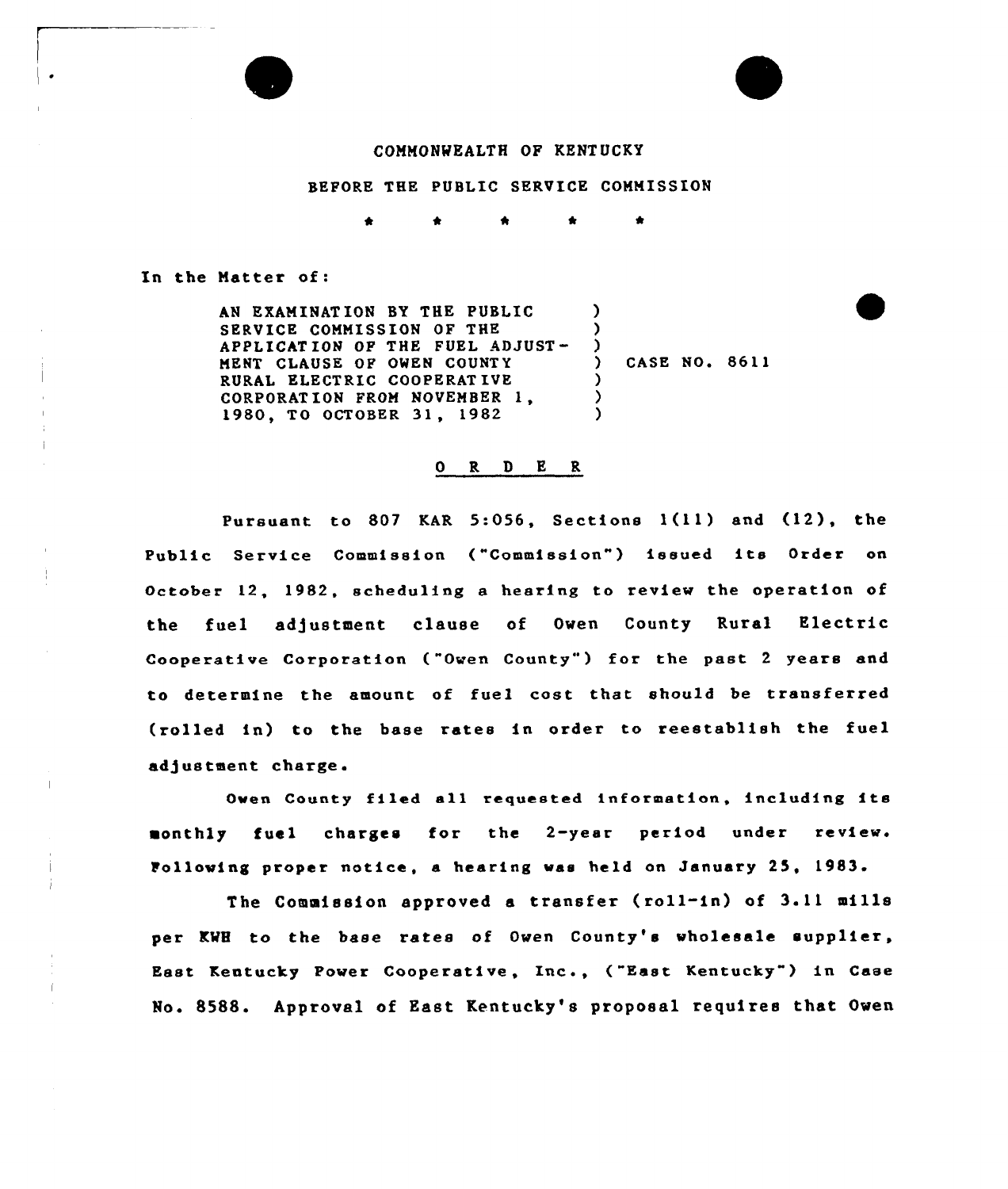COMMONWEALTH OF KENTUCKY

BEFORE THE PUBLIC SERVICE COMMISSION

\* \* \* \* \*

In the Matter of:

| | |
|---|---|
| AN EXAMINATION BY THE PUBLIC SERVICE COMMISSION OF THE APPLICATION OF THE FUEL ADJUSTMENT CLAUSE OF OWEN COUNTY RURAL ELECTRIC COOPERATIVE CORPORATION FROM NOVEMBER 1, 1980, TO OCTOBER 31, 1982 | CASE NO. 8611 |

## O R D E R

Pursuant to 807 KAR 5:056, Sections 1(11) and (12), the Public Service Commission ("Commission") issued its Order on October 12, 1982, scheduling a hearing to review the operation of the fuel adjustment clause of Owen County Rural Electric Cooperative Corporation ("Owen County") for the past 2 years and to determine the amount of fuel cost that should be transferred (rolled in) to the base rates in order to reestablish the fuel adjustment charge.

Owen County filed all requested information, including its monthly fuel charges for the 2-year period under review. Following proper notice, a hearing was held on January 25, 1983.

The Commission approved a transfer (roll-in) of 3.11 mills per KWH to the base rates of Owen County's wholesale supplier, East Kentucky Power Cooperative, Inc., ("East Kentucky") in Case No. 8588. Approval of East Kentucky's proposal requires that Owen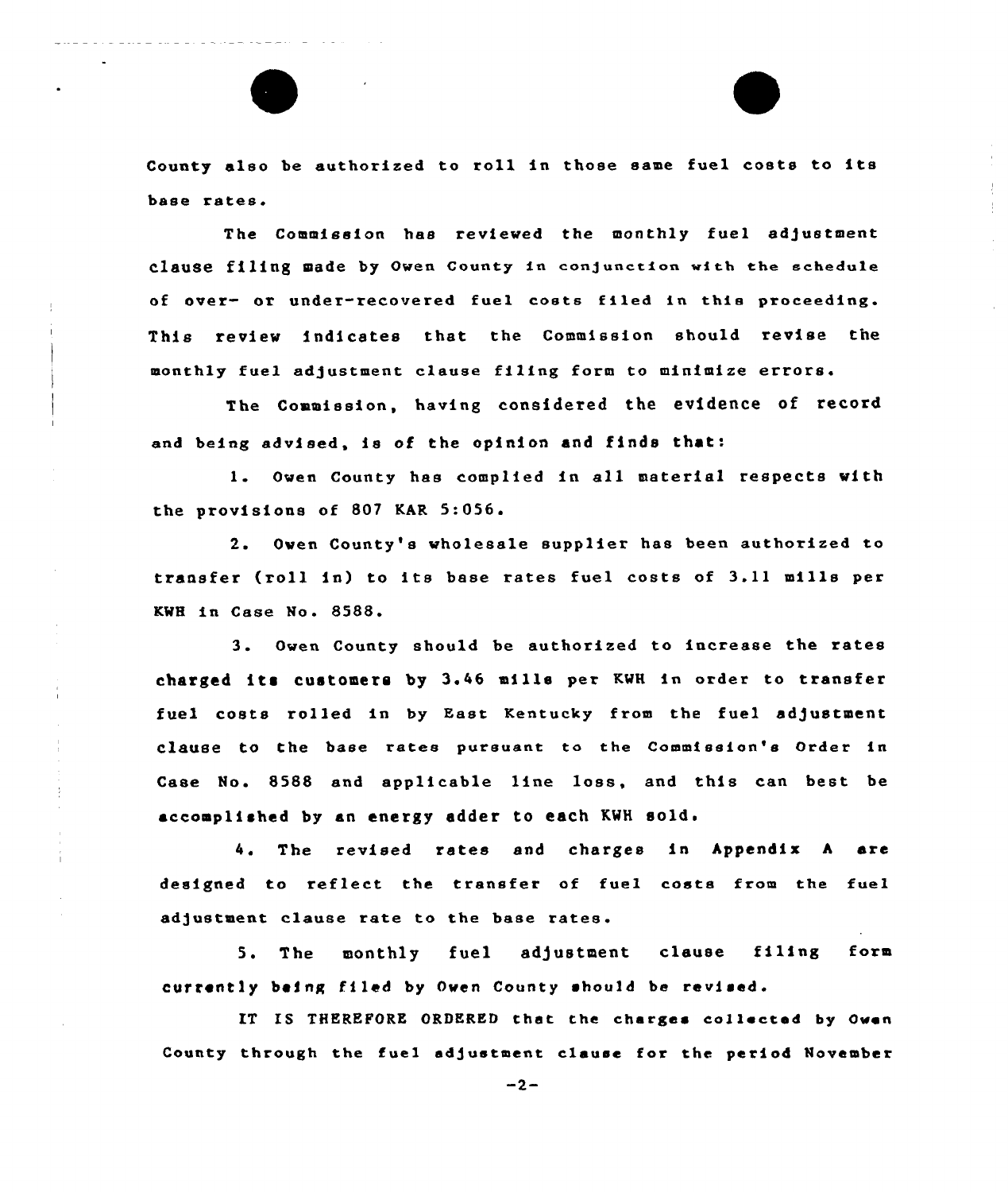County also be authorized to roll in those same fuel costs to its base rates.

The Commission has reviewed the monthly fuel adjustment clause filing made by Owen County in conjunction with the schedule of over- or under-recovered fuel costs filed in this proceeding. This review indicates that the Commission should revise the monthly fuel adjustment clause filing form to minimize errors.

The Commission, having considered the evidence of record and being advised, is of the opinion and finds that:

1. Owen County has complied in all material respects with the provisions of 807 KAR 5:056.

2. Owen County's wholesale supplier has been authorized to transfer (roll in) to its base rates fuel costs of 3.11 mills per KWH in Case No. 8588.

3. Owen County should be authorized to increase the rates charged its customers by 3.46 mills per KWH in order to transfer fuel costs rolled in by East Kentucky from the fuel adjustment clause to the base rates pursuant to the Commission's Order in Case No. 8588 and applicable line loss, and this can best be accomplished by an energy adder to each KWH sold.

4. The revised rates and charges in Appendix A are designed to reflect the transfer of fuel costs from the fuel adjustment clause rate to the base rates.

5. The monthly fuel adjustment clause filing form currently being filed by Owen County should be revised.

IT IS THEREFORE ORDERED that the charges collected by Owen County through the fuel adjustment clause for the period November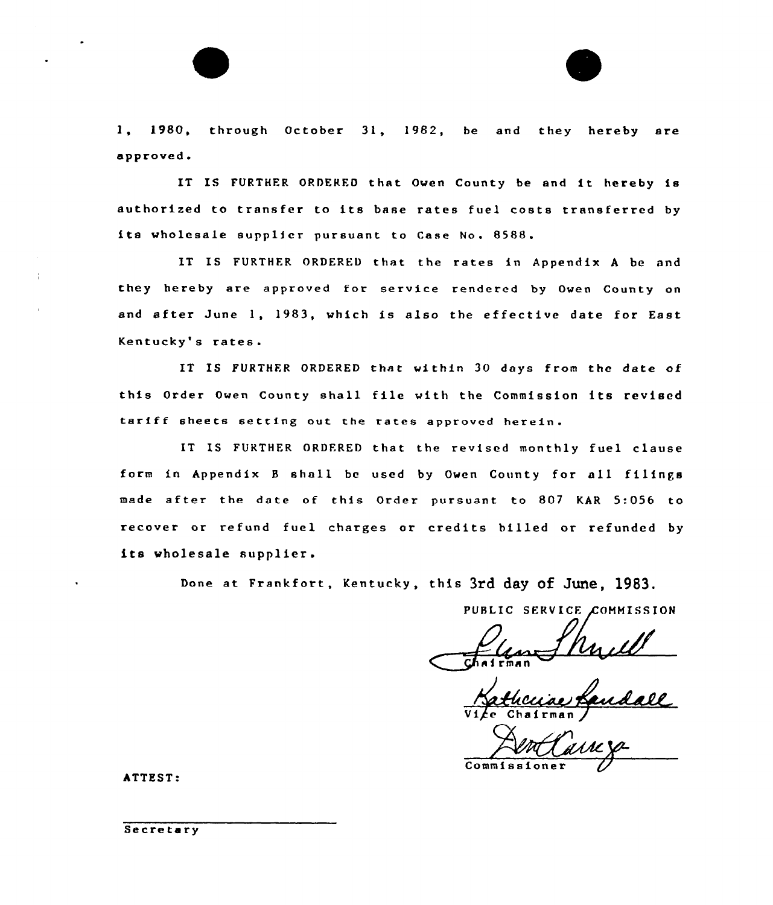1, 1980, through October 31, 1982, be and they hereby are approved.

IT IS FURTHER ORDERED that Owen County be and it hereby is authorized to transfer to its base rates fuel costs transferred by its wholesale supplier pursuant to Case No. 8588.

IT IS FURTHER ORDERED that the rates in Appendix A be and they hereby are approved for service rendered by Owen County on and after June 1, 1983, which is also the effective date for East Kentucky's rates.

IT IS FURTHER ORDERED that within 30 days from the date of this Order Owen County shall file with the Commission its revised tariff sheets setting out the rates approved herein.

IT IS FURTHER ORDERED that the revised monthly fuel clause form in Appendix B shall be used by Owen County for all filings made after the date of this Order pursuant to 807 KAR 5:056 to recover or refund fuel charges or credits billed or refunded by its wholesale supplier.

Done at Frankfort, Kentucky, this 3rd day of June, 1983.

PUBLIC SERVICE COMMISSION

Chairman

Vice Chairman

Commissioner

ATTEST:

Secretary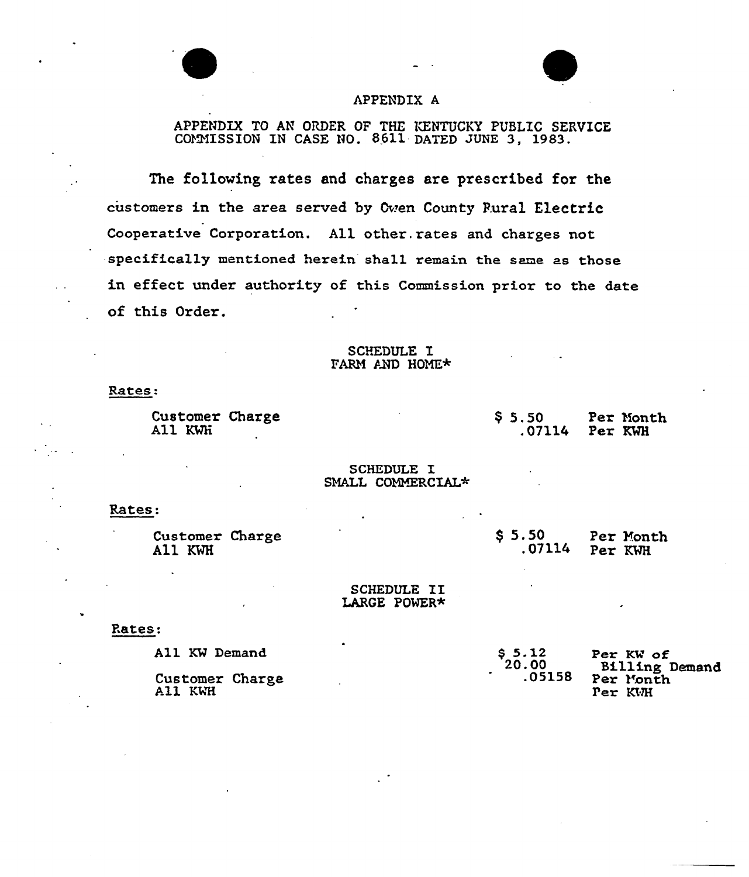# APPENDIX A

APPENDIX TO AN ORDER OF THE KENTUCKY PUBLIC SERVICE COMMISSION IN CASE NO. 8611 DATED JUNE 3, 1983.

The following rates and charges are prescribed for the customers in the area served by Owen County Rural Electric Cooperative Corporation. All other rates and charges not specifically mentioned herein shall remain the same as those in effect under authority of this Commission prior to the date of this Order.

## SCHEDULE I
## FARM AND HOME*

Rates:

| | | |
|---|---|---|
| Customer Charge | $ 5.50 | Per Month |
| All KWH | .07114 | Per KWH |

## SCHEDULE I
## SMALL COMMERCIAL*

Rates:

| | | |
|---|---|---|
| Customer Charge | $ 5.50 | Per Month |
| All KWH | .07114 | Per KWH |

## SCHEDULE II
## LARGE POWER*

Rates:

| | | |
|---|---|---|
| All KW Demand | $ 5.12 | Per KW of Billing Demand |
| Customer Charge | 20.00 | Per Month |
| All KWH | .05158 | Per KWH |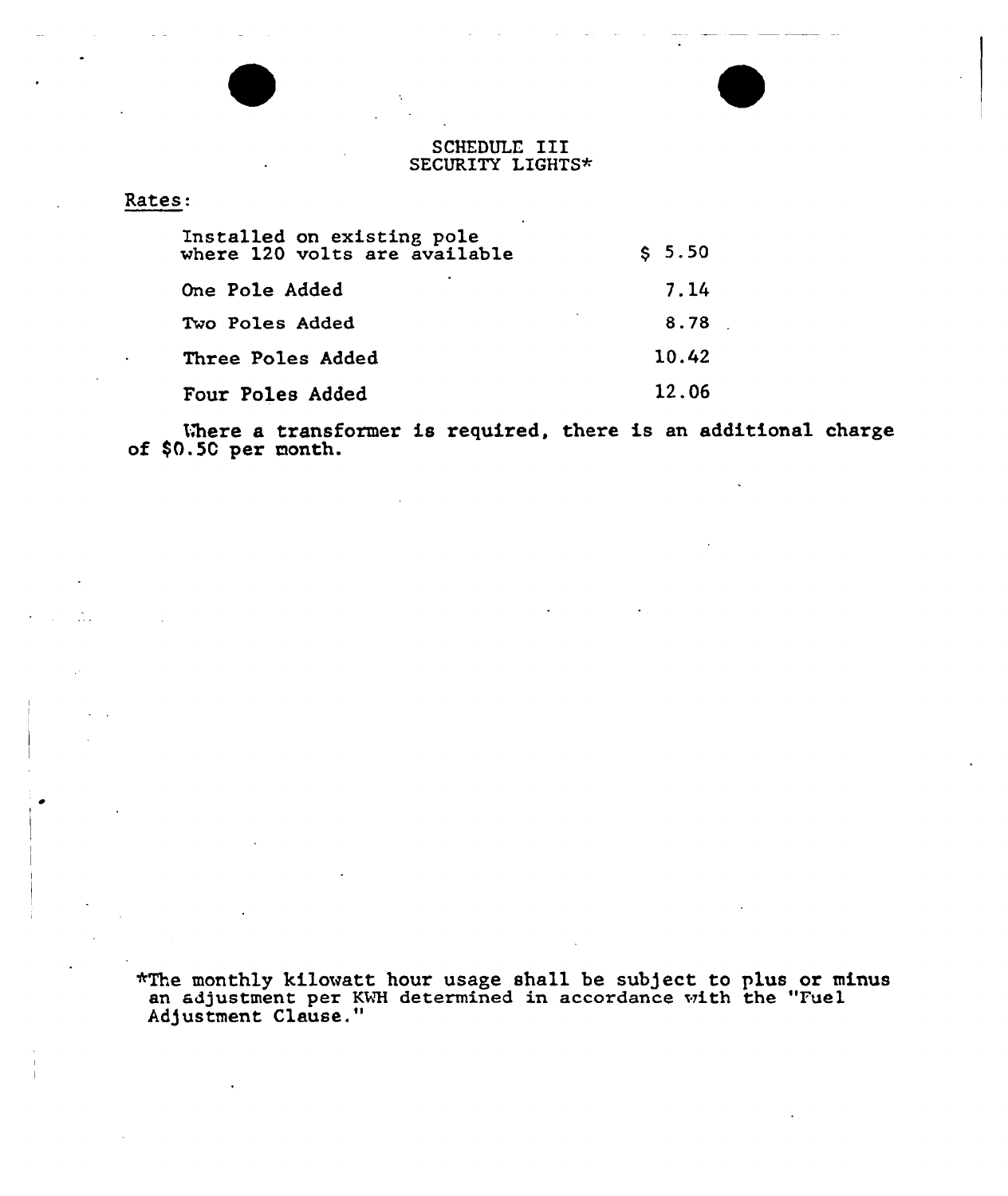# SCHEDULE III
## SECURITY LIGHTS*

Rates:

| | |
|---|---|
| Installed on existing pole where 120 volts are available | $ 5.50 |
| One Pole Added | 7.14 |
| Two Poles Added | 8.78 |
| Three Poles Added | 10.42 |
| Four Poles Added | 12.06 |

Where a transformer is required, there is an additional charge of $0.50 per month.

*The monthly kilowatt hour usage shall be subject to plus or minus an adjustment per KWH determined in accordance with the "Fuel Adjustment Clause."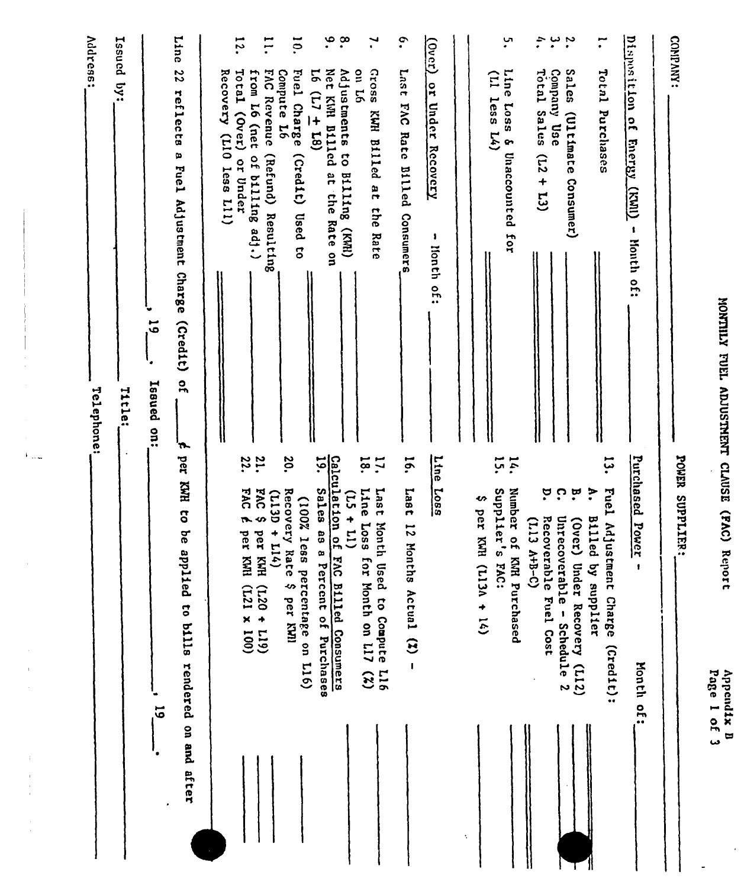Appendix B

# MONTHLY FUEL ADJUSTMENT CLAUSE (FAC) Report

COMPANY: ______________________ POWER SUPPLIER: ______________________

**Disposition of Energy (KWH) - Month of:** ______

1. Total Purchases ______
2. Sales (Ultimate Consumer) ______
3. Company Use ______
4. Total Sales (L2 + L3) ______
5. Line Loss & Unaccounted for (L1 less L4) ______

**(Over) or Under Recovery - Month of:** ______

6. Last FAC Rate Billed Consumers ______
7. Gross KWH Billed at the Rate on L6 ______
8. Adjustments to Billing (KWH) ______
9. Net KWH Billed at the Rate on L6 (L7 ± L8) ______
10. Fuel Charge (Credit) Used to Compute L6 ______
11. FAC Revenue (Refund) Resulting from L6 (net of billing adj.) ______
12. Total (Over) or Under Recovery (L10 less L11) ______

**Purchased Power - Month of:** ______

13. Fuel Adjustment Charge (Credit):
    - A. Billed by supplier ______
    - B. (Over) Under Recovery (L12) ______
    - C. Unrecoverable - Schedule 2 ______
    - D. Recoverable Fuel Cost (L13 A+B-C) ______
14. Number of KWH Purchased ______
15. Supplier's FAC: $ per KWH (L13A ÷ 14) ______

**Line Loss**

16. Last 12 Months Actual (%) - ______
17. Last Month Used to Compute L16 ______
18. Line Loss for Month on L17 (%) (L5 ÷ L1) ______

**Calculation of FAC Billed Consumers**

19. Sales as a Percent of Purchases (100% less percentage on L16) ______
20. Recovery Rate $ per KWH (L13D ÷ L14) ______
21. FAC $ per KWH (L20 ÷ L19) ______
22. FAC ¢ per KWH (L21 x 100) ______

Line 22 reflects a Fuel Adjustment Charge (Credit) of ______ ¢ per KWH to be applied to bills rendered on and after ______, 19___.

Issued on: ______, 19___.

Issued by: ______ Title: ______

Address: ______ Telephone: ______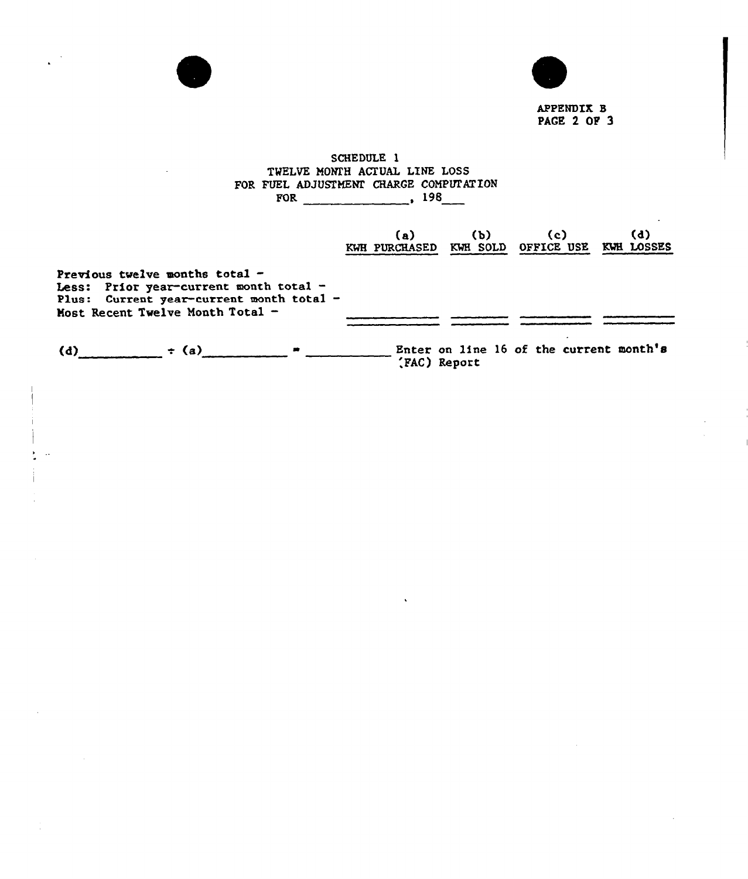APPENDIX B
PAGE 2 OF 3

SCHEDULE 1
TWELVE MONTH ACTUAL LINE LOSS
FOR FUEL ADJUSTMENT CHARGE COMPUTATION
FOR _______________, 198___

| | (a) KWH PURCHASED | (b) KWH SOLD | (c) OFFICE USE | (d) KWH LOSSES |
|---|---|---|---|---|
| Previous twelve months total - | | | | |
| Less: Prior year-current month total - | | | | |
| Plus: Current year-current month total - | | | | |
| Most Recent Twelve Month Total - | | | | |

(d)__________ ÷ (a)__________ = __________ Enter on line 16 of the current month's (FAC) Report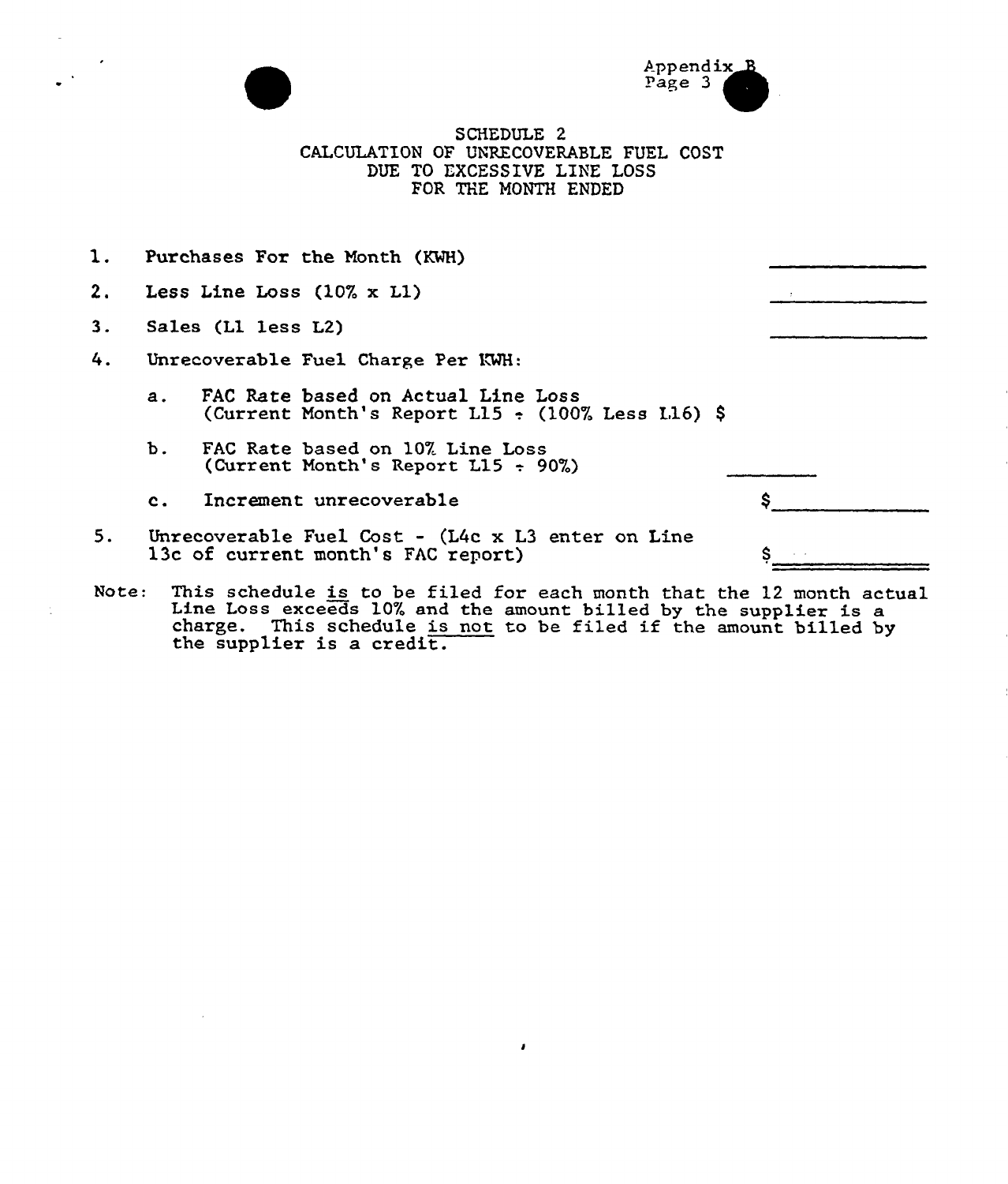Appendix B
Page 3

# SCHEDULE 2
## CALCULATION OF UNRECOVERABLE FUEL COST DUE TO EXCESSIVE LINE LOSS FOR THE MONTH ENDED

1. Purchases For the Month (KWH) \_\_\_\_\_\_\_\_\_\_
2. Less Line Loss (10% x L1) \_\_\_\_\_\_\_\_\_\_
3. Sales (L1 less L2) \_\_\_\_\_\_\_\_\_\_
4. Unrecoverable Fuel Charge Per KWH:
   - a. FAC Rate based on Actual Line Loss (Current Month's Report L15 ÷ (100% Less L16) $
   - b. FAC Rate based on 10% Line Loss (Current Month's Report L15 ÷ 90%) \_\_\_\_\_\_\_\_\_\_
   - c. Increment unrecoverable $\_\_\_\_\_\_\_\_\_\_
5. Unrecoverable Fuel Cost - (L4c x L3 enter on Line 13c of current month's FAC report) $\_\_\_\_\_\_\_\_\_\_

Note: This schedule <u>is</u> to be filed for each month that the 12 month actual Line Loss exceeds 10% and the amount billed by the supplier is a charge. This schedule <u>is not</u> to be filed if the amount billed by the supplier is a credit.